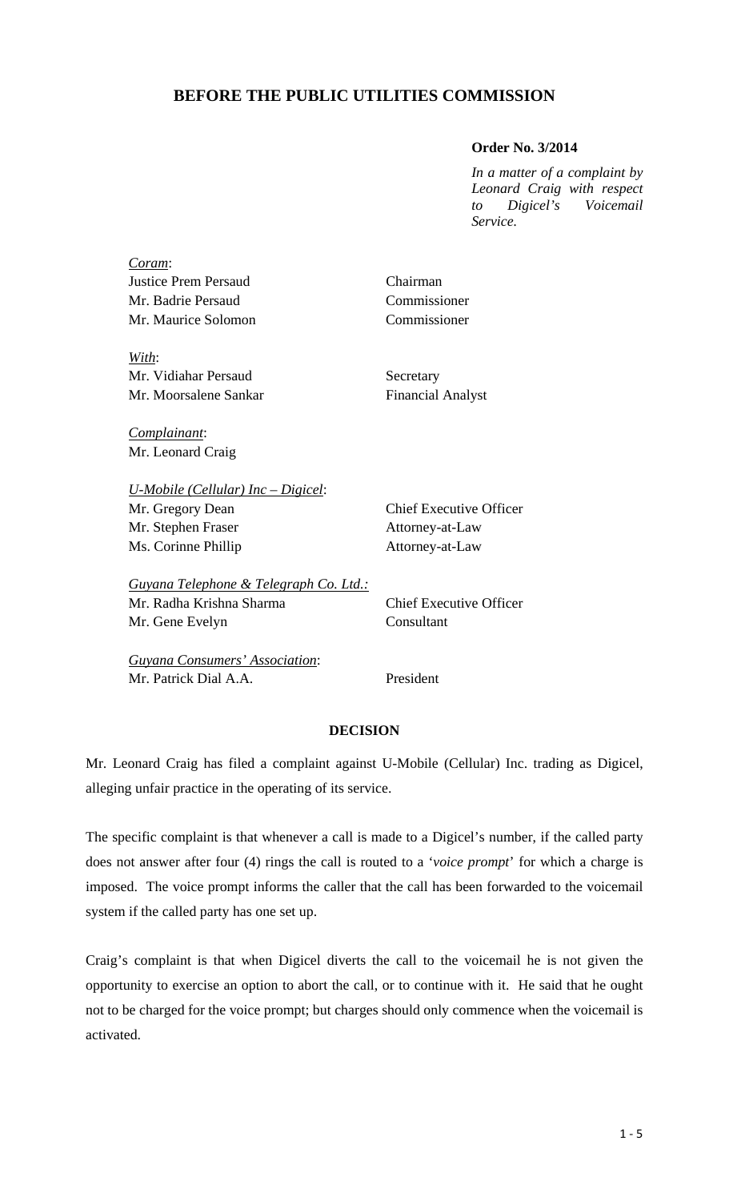## BEFORE THE PUBLIC UTILITIES COMMISSION

**Order No. 3/2014**

*In a matter of a complaint by Leonard Craig with respect to Digicel's Voicemail Service.*

*Coram*:

| | |
|---|---|
| Justice Prem Persaud | Chairman |
| Mr. Badrie Persaud | Commissioner |
| Mr. Maurice Solomon | Commissioner |

*With*:

| | |
|---|---|
| Mr. Vidiahar Persaud | Secretary |
| Mr. Moorsalene Sankar | Financial Analyst |

*Complainant*:
Mr. Leonard Craig

*U-Mobile (Cellular) Inc – Digicel*:

| | |
|---|---|
| Mr. Gregory Dean | Chief Executive Officer |
| Mr. Stephen Fraser | Attorney-at-Law |
| Ms. Corinne Phillip | Attorney-at-Law |

*Guyana Telephone & Telegraph Co. Ltd.:*

| | |
|---|---|
| Mr. Radha Krishna Sharma | Chief Executive Officer |
| Mr. Gene Evelyn | Consultant |

*Guyana Consumers' Association*:

| | |
|---|---|
| Mr. Patrick Dial A.A. | President |

**DECISION**

Mr. Leonard Craig has filed a complaint against U-Mobile (Cellular) Inc. trading as Digicel, alleging unfair practice in the operating of its service.

The specific complaint is that whenever a call is made to a Digicel's number, if the called party does not answer after four (4) rings the call is routed to a '*voice prompt*' for which a charge is imposed. The voice prompt informs the caller that the call has been forwarded to the voicemail system if the called party has one set up.

Craig's complaint is that when Digicel diverts the call to the voicemail he is not given the opportunity to exercise an option to abort the call, or to continue with it. He said that he ought not to be charged for the voice prompt; but charges should only commence when the voicemail is activated.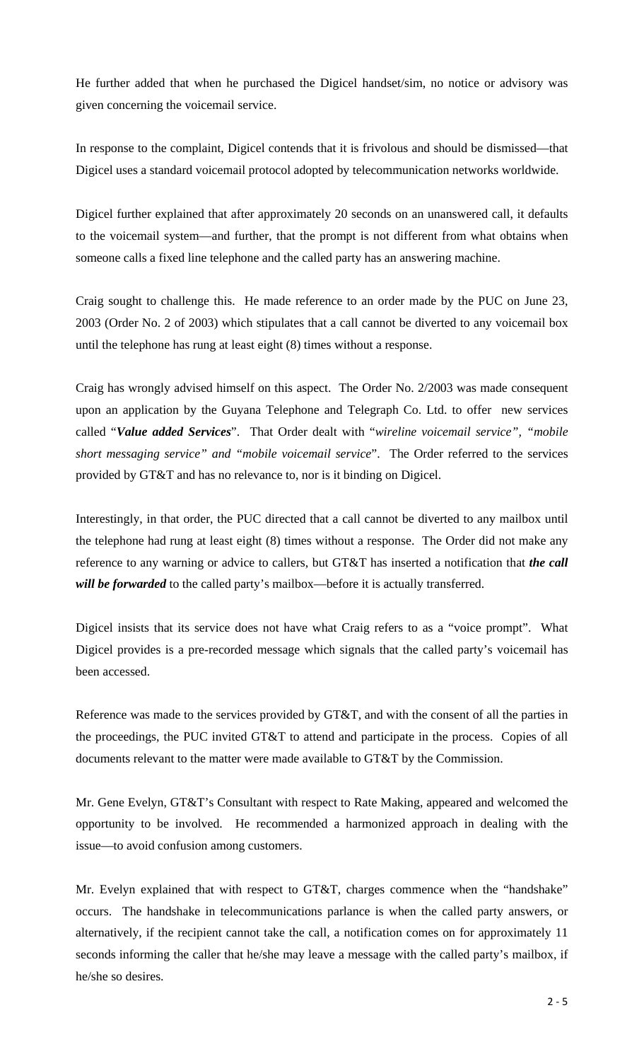He further added that when he purchased the Digicel handset/sim, no notice or advisory was given concerning the voicemail service.

In response to the complaint, Digicel contends that it is frivolous and should be dismissed—that Digicel uses a standard voicemail protocol adopted by telecommunication networks worldwide.

Digicel further explained that after approximately 20 seconds on an unanswered call, it defaults to the voicemail system—and further, that the prompt is not different from what obtains when someone calls a fixed line telephone and the called party has an answering machine.

Craig sought to challenge this. He made reference to an order made by the PUC on June 23, 2003 (Order No. 2 of 2003) which stipulates that a call cannot be diverted to any voicemail box until the telephone has rung at least eight (8) times without a response.

Craig has wrongly advised himself on this aspect. The Order No. 2/2003 was made consequent upon an application by the Guyana Telephone and Telegraph Co. Ltd. to offer new services called "***Value added Services***". That Order dealt with "*wireline voicemail service", "mobile short messaging service" and "mobile voicemail service*". The Order referred to the services provided by GT&T and has no relevance to, nor is it binding on Digicel.

Interestingly, in that order, the PUC directed that a call cannot be diverted to any mailbox until the telephone had rung at least eight (8) times without a response. The Order did not make any reference to any warning or advice to callers, but GT&T has inserted a notification that ***the call will be forwarded*** to the called party's mailbox—before it is actually transferred.

Digicel insists that its service does not have what Craig refers to as a "voice prompt". What Digicel provides is a pre-recorded message which signals that the called party's voicemail has been accessed.

Reference was made to the services provided by GT&T, and with the consent of all the parties in the proceedings, the PUC invited GT&T to attend and participate in the process. Copies of all documents relevant to the matter were made available to GT&T by the Commission.

Mr. Gene Evelyn, GT&T's Consultant with respect to Rate Making, appeared and welcomed the opportunity to be involved. He recommended a harmonized approach in dealing with the issue—to avoid confusion among customers.

Mr. Evelyn explained that with respect to GT&T, charges commence when the "handshake" occurs. The handshake in telecommunications parlance is when the called party answers, or alternatively, if the recipient cannot take the call, a notification comes on for approximately 11 seconds informing the caller that he/she may leave a message with the called party's mailbox, if he/she so desires.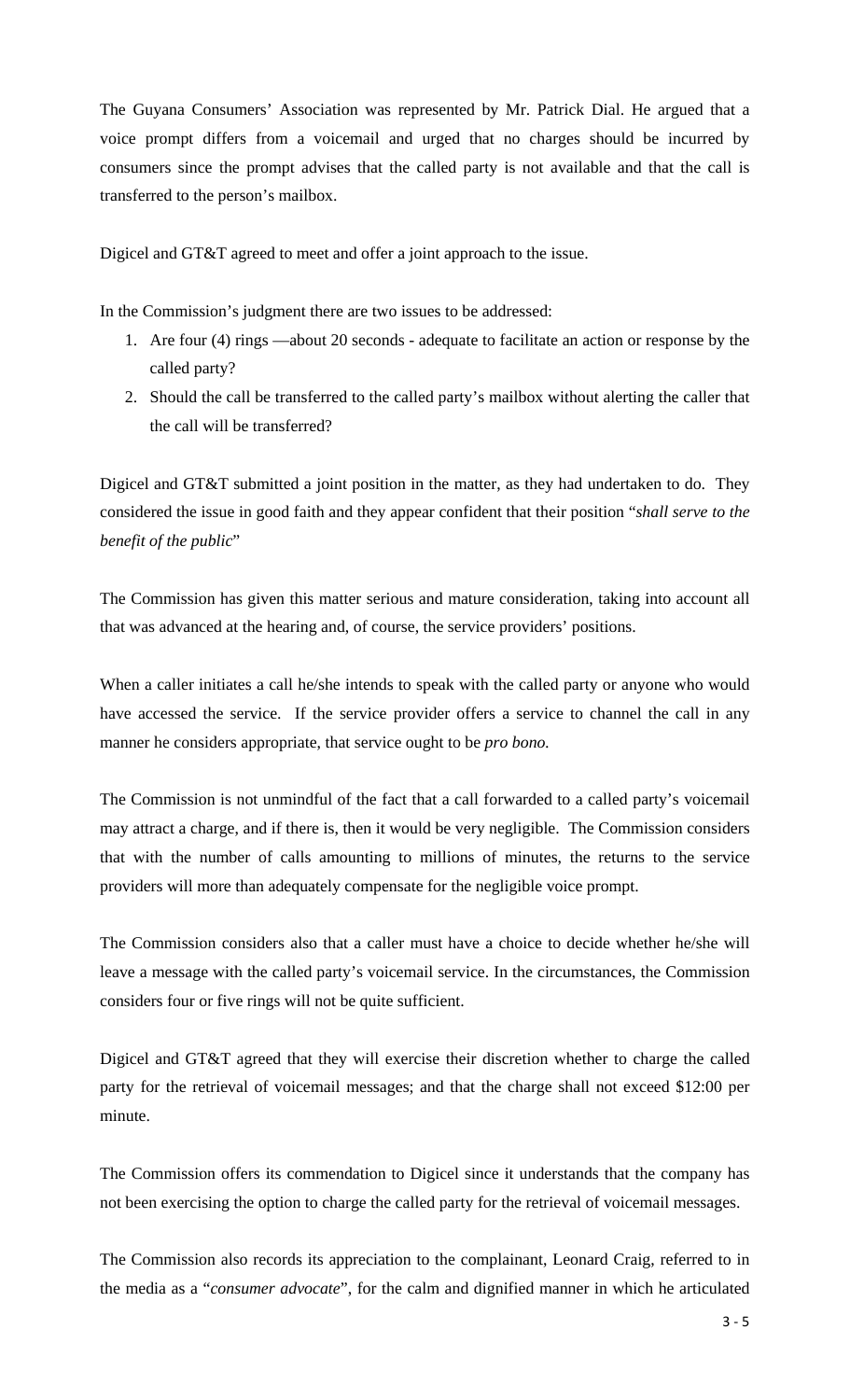The Guyana Consumers' Association was represented by Mr. Patrick Dial. He argued that a voice prompt differs from a voicemail and urged that no charges should be incurred by consumers since the prompt advises that the called party is not available and that the call is transferred to the person's mailbox.

Digicel and GT&T agreed to meet and offer a joint approach to the issue.

In the Commission's judgment there are two issues to be addressed:

1. Are four (4) rings —about 20 seconds - adequate to facilitate an action or response by the called party?
2. Should the call be transferred to the called party's mailbox without alerting the caller that the call will be transferred?

Digicel and GT&T submitted a joint position in the matter, as they had undertaken to do. They considered the issue in good faith and they appear confident that their position "*shall serve to the benefit of the public*"

The Commission has given this matter serious and mature consideration, taking into account all that was advanced at the hearing and, of course, the service providers' positions.

When a caller initiates a call he/she intends to speak with the called party or anyone who would have accessed the service. If the service provider offers a service to channel the call in any manner he considers appropriate, that service ought to be *pro bono.*

The Commission is not unmindful of the fact that a call forwarded to a called party's voicemail may attract a charge, and if there is, then it would be very negligible. The Commission considers that with the number of calls amounting to millions of minutes, the returns to the service providers will more than adequately compensate for the negligible voice prompt.

The Commission considers also that a caller must have a choice to decide whether he/she will leave a message with the called party's voicemail service. In the circumstances, the Commission considers four or five rings will not be quite sufficient.

Digicel and GT&T agreed that they will exercise their discretion whether to charge the called party for the retrieval of voicemail messages; and that the charge shall not exceed $12:00 per minute.

The Commission offers its commendation to Digicel since it understands that the company has not been exercising the option to charge the called party for the retrieval of voicemail messages.

The Commission also records its appreciation to the complainant, Leonard Craig, referred to in the media as a "*consumer advocate*", for the calm and dignified manner in which he articulated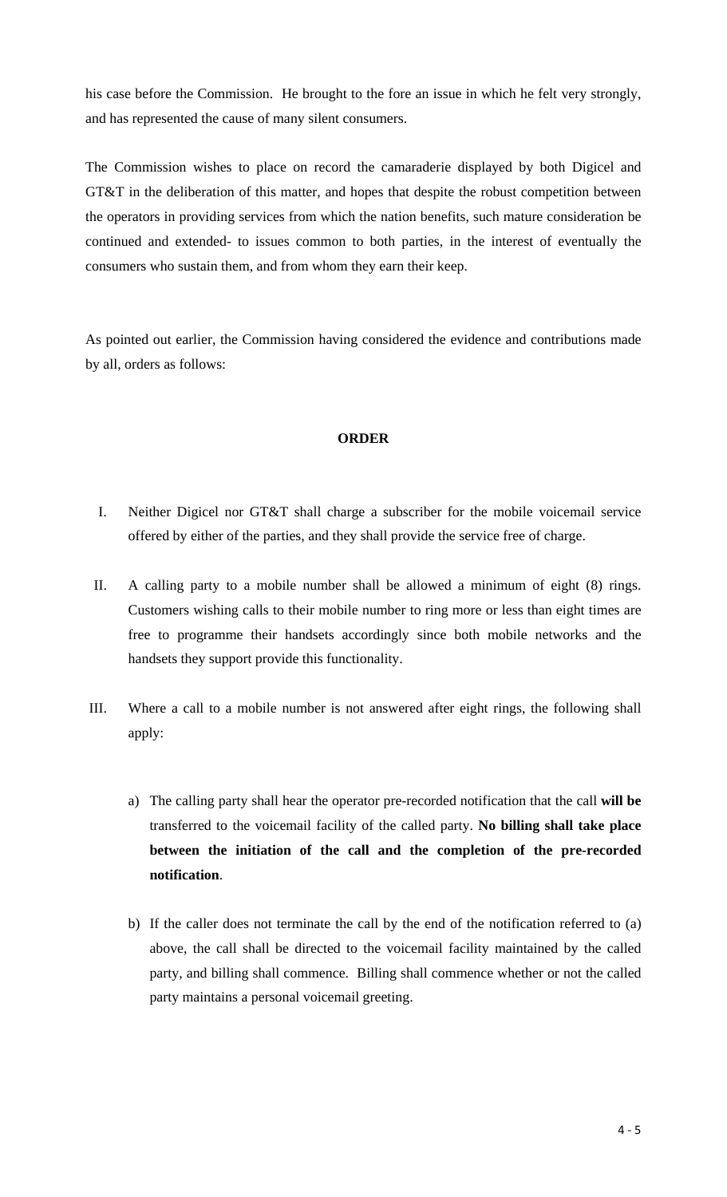his case before the Commission. He brought to the fore an issue in which he felt very strongly, and has represented the cause of many silent consumers.

The Commission wishes to place on record the camaraderie displayed by both Digicel and GT&T in the deliberation of this matter, and hopes that despite the robust competition between the operators in providing services from which the nation benefits, such mature consideration be continued and extended- to issues common to both parties, in the interest of eventually the consumers who sustain them, and from whom they earn their keep.

As pointed out earlier, the Commission having considered the evidence and contributions made by all, orders as follows:

**ORDER**

I. Neither Digicel nor GT&T shall charge a subscriber for the mobile voicemail service offered by either of the parties, and they shall provide the service free of charge.

II. A calling party to a mobile number shall be allowed a minimum of eight (8) rings. Customers wishing calls to their mobile number to ring more or less than eight times are free to programme their handsets accordingly since both mobile networks and the handsets they support provide this functionality.

III. Where a call to a mobile number is not answered after eight rings, the following shall apply:

   a) The calling party shall hear the operator pre-recorded notification that the call **will be** transferred to the voicemail facility of the called party. **No billing shall take place between the initiation of the call and the completion of the pre-recorded notification**.

   b) If the caller does not terminate the call by the end of the notification referred to (a) above, the call shall be directed to the voicemail facility maintained by the called party, and billing shall commence. Billing shall commence whether or not the called party maintains a personal voicemail greeting.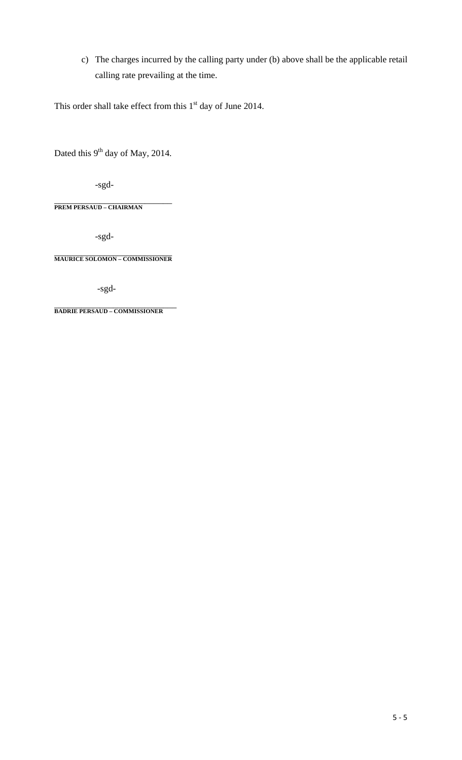c) The charges incurred by the calling party under (b) above shall be the applicable retail calling rate prevailing at the time.

This order shall take effect from this 1st day of June 2014.

Dated this 9th day of May, 2014.

-sgd-

**PREM PERSAUD – CHAIRMAN**

-sgd-

**MAURICE SOLOMON – COMMISSIONER**

-sgd-

**BADRIE PERSAUD – COMMISSIONER**